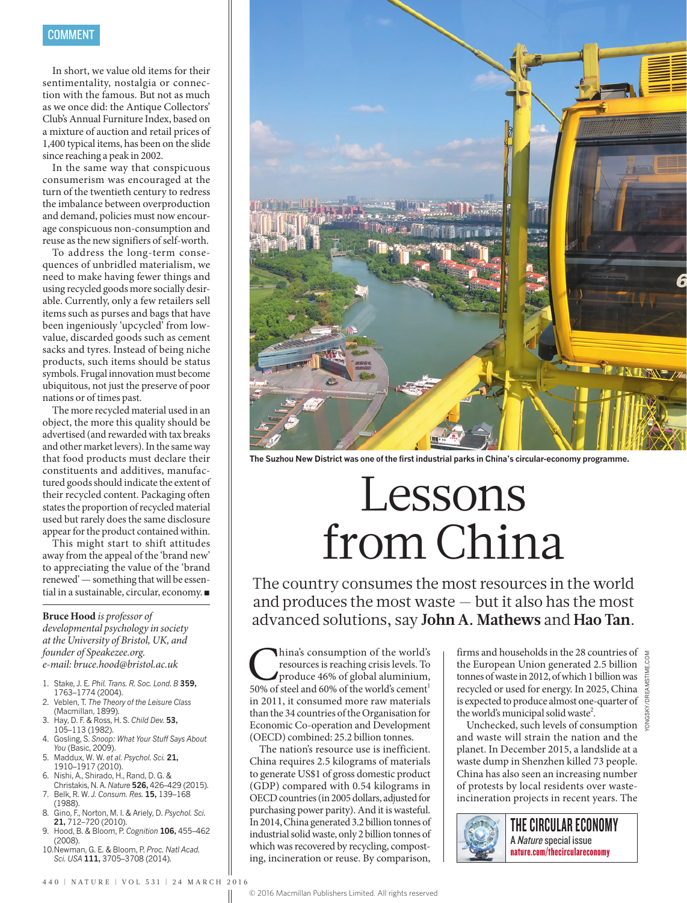In short, we value old items for their sentimentality, nostalgia or connection with the famous. But not as much as we once did: the Antique Collectors' Club's Annual Furniture Index, based on a mixture of auction and retail prices of 1,400 typical items, has been on the slide since reaching a peak in 2002.

In the same way that conspicuous consumerism was encouraged at the turn of the twentieth century to redress the imbalance between overproduction and demand, policies must now encourage conspicuous non-consumption and reuse as the new signifiers of self-worth.

To address the long-term consequences of unbridled materialism, we need to make having fewer things and using recycled goods more socially desirable. Currently, only a few retailers sell items such as purses and bags that have been ingeniously 'upcycled' from low-value, discarded goods such as cement sacks and tyres. Instead of being niche products, such items should be status symbols. Frugal innovation must become ubiquitous, not just the preserve of poor nations or of times past.

The more recycled material used in an object, the more this quality should be advertised (and rewarded with tax breaks and other market levers). In the same way that food products must declare their constituents and additives, manufactured goods should indicate the extent of their recycled content. Packaging often states the proportion of recycled material used but rarely does the same disclosure appear for the product contained within.

This might start to shift attitudes away from the appeal of the 'brand new' to appreciating the value of the 'brand renewed' — something that will be essential in a sustainable, circular, economy. ■

**Bruce Hood** *is professor of developmental psychology in society at the University of Bristol, UK, and founder of Speakezee.org.*
*e-mail: bruce.hood@bristol.ac.uk*

1. Stake, J. E. *Phil. Trans. R. Soc. Lond. B* **359,** 1763–1774 (2004).
2. Veblen, T. *The Theory of the Leisure Class* (Macmillan, 1899).
3. Hay, D. F. & Ross, H. S. *Child Dev.* **53,** 105–113 (1982).
4. Gosling, S. *Snoop: What Your Stuff Says About You* (Basic, 2009).
5. Maddux, W. W. *et al. Psychol. Sci.* **21,** 1910–1917 (2010).
6. Nishi, A., Shirado, H., Rand, D. G. & Christakis, N. A. *Nature* **526,** 426–429 (2015).
7. Belk, R. W. *J. Consum. Res.* **15,** 139–168 (1988).
8. Gino, F., Norton, M. I. & Ariely, D. *Psychol. Sci.* **21,** 712–720 (2010).
9. Hood, B. & Bloom, P. *Cognition* **106,** 455–462 (2008).
10. Newman, G. E. & Bloom, P. *Proc. Natl Acad. Sci. USA* **111,** 3705–3708 (2014).

**The Suzhou New District was one of the first industrial parks in China's circular-economy programme.**

# Lessons from China

## The country consumes the most resources in the world and produces the most waste — but it also has the most advanced solutions, say **John A. Mathews** and **Hao Tan**.

China's consumption of the world's resources is reaching crisis levels. To produce 46% of global aluminium, 50% of steel and 60% of the world's cement[1] in 2011, it consumed more raw materials than the 34 countries of the Organisation for Economic Co-operation and Development (OECD) combined: 25.2 billion tonnes.

The nation's resource use is inefficient. China requires 2.5 kilograms of materials to generate US$1 of gross domestic product (GDP) compared with 0.54 kilograms in OECD countries (in 2005 dollars, adjusted for purchasing power parity). And it is wasteful. In 2014, China generated 3.2 billion tonnes of industrial solid waste, only 2 billion tonnes of which was recovered by recycling, composting, incineration or reuse. By comparison, firms and households in the 28 countries of the European Union generated 2.5 billion tonnes of waste in 2012, of which 1 billion was recycled or used for energy. In 2025, China is expected to produce almost one-quarter of the world's municipal solid waste[2].

Unchecked, such levels of consumption and waste will strain the nation and the planet. In December 2015, a landslide at a waste dump in Shenzhen killed 73 people. China has also seen an increasing number of protests by local residents over waste-incineration projects in recent years. The

**THE CIRCULAR ECONOMY**
A *Nature* special issue
nature.com/thecirculareconomy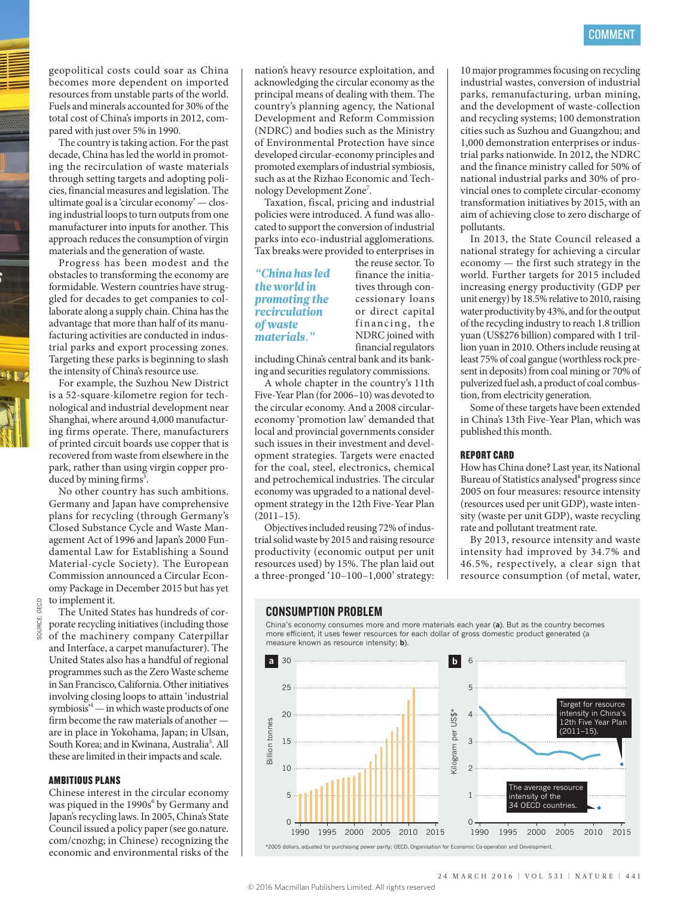geopolitical costs could soar as China becomes more dependent on imported resources from unstable parts of the world. Fuels and minerals accounted for 30% of the total cost of China's imports in 2012, compared with just over 5% in 1990.

The country is taking action. For the past decade, China has led the world in promoting the recirculation of waste materials through setting targets and adopting policies, financial measures and legislation. The ultimate goal is a 'circular economy' — closing industrial loops to turn outputs from one manufacturer into inputs for another. This approach reduces the consumption of virgin materials and the generation of waste.

Progress has been modest and the obstacles to transforming the economy are formidable. Western countries have struggled for decades to get companies to collaborate along a supply chain. China has the advantage that more than half of its manufacturing activities are conducted in industrial parks and export processing zones. Targeting these parks is beginning to slash the intensity of China's resource use.

For example, the Suzhou New District is a 52-square-kilometre region for technological and industrial development near Shanghai, where around 4,000 manufacturing firms operate. There, manufacturers of printed circuit boards use copper that is recovered from waste from elsewhere in the park, rather than using virgin copper produced by mining firms[3].

No other country has such ambitions. Germany and Japan have comprehensive plans for recycling (through Germany's Closed Substance Cycle and Waste Management Act of 1996 and Japan's 2000 Fundamental Law for Establishing a Sound Material-cycle Society). The European Commission announced a Circular Economy Package in December 2015 but has yet to implement it.

The United States has hundreds of corporate recycling initiatives (including those of the machinery company Caterpillar and Interface, a carpet manufacturer). The United States also has a handful of regional programmes such as the Zero Waste scheme in San Francisco, California. Other initiatives involving closing loops to attain 'industrial symbiosis'[4] — in which waste products of one firm become the raw materials of another — are in place in Yokohama, Japan; in Ulsan, South Korea; and in Kwinana, Australia[5]. All these are limited in their impacts and scale.

## AMBITIOUS PLANS

Chinese interest in the circular economy was piqued in the 1990s[6] by Germany and Japan's recycling laws. In 2005, China's State Council issued a policy paper (see go.nature.com/cnozhg; in Chinese) recognizing the economic and environmental risks of the nation's heavy resource exploitation, and acknowledging the circular economy as the principal means of dealing with them. The country's planning agency, the National Development and Reform Commission (NDRC) and bodies such as the Ministry of Environmental Protection have since developed circular-economy principles and promoted exemplars of industrial symbiosis, such as at the Rizhao Economic and Technology Development Zone[7].

Taxation, fiscal, pricing and industrial policies were introduced. A fund was allocated to support the conversion of industrial parks into eco-industrial agglomerations. Tax breaks were provided to enterprises in the reuse sector. To finance the initiatives through concessionary loans or direct capital financing, the NDRC joined with financial regulators including China's central bank and its banking and securities regulatory commissions.

> *"China has led the world in promoting the recirculation of waste materials."*

A whole chapter in the country's 11th Five-Year Plan (for 2006–10) was devoted to the circular economy. And a 2008 circular-economy 'promotion law' demanded that local and provincial governments consider such issues in their investment and development strategies. Targets were enacted for the coal, steel, electronics, chemical and petrochemical industries. The circular economy was upgraded to a national development strategy in the 12th Five-Year Plan (2011–15).

Objectives included reusing 72% of industrial solid waste by 2015 and raising resource productivity (economic output per unit resources used) by 15%. The plan laid out a three-pronged '10–100–1,000' strategy: 10 major programmes focusing on recycling industrial wastes, conversion of industrial parks, remanufacturing, urban mining, and the development of waste-collection and recycling systems; 100 demonstration cities such as Suzhou and Guangzhou; and 1,000 demonstration enterprises or industrial parks nationwide. In 2012, the NDRC and the finance ministry called for 50% of national industrial parks and 30% of provincial ones to complete circular-economy transformation initiatives by 2015, with an aim of achieving close to zero discharge of pollutants.

In 2013, the State Council released a national strategy for achieving a circular economy — the first such strategy in the world. Further targets for 2015 included increasing energy productivity (GDP per unit energy) by 18.5% relative to 2010, raising water productivity by 43%, and for the output of the recycling industry to reach 1.8 trillion yuan (US$276 billion) compared with 1 trillion yuan in 2010. Others include reusing at least 75% of coal gangue (worthless rock present in deposits) from coal mining or 70% of pulverized fuel ash, a product of coal combustion, from electricity generation.

Some of these targets have been extended in China's 13th Five-Year Plan, which was published this month.

## REPORT CARD

How has China done? Last year, its National Bureau of Statistics analysed[8] progress since 2005 on four measures: resource intensity (resources used per unit GDP), waste intensity (waste per unit GDP), waste recycling rate and pollutant treatment rate.

By 2013, resource intensity and waste intensity had improved by 34.7% and 46.5%, respectively, a clear sign that resource consumption (of metal, water,

**CONSUMPTION PROBLEM**

China's economy consumes more and more materials each year (**a**). But as the country becomes more efficient, it uses fewer resources for each dollar of gross domestic product generated (a measure known as resource intensity; **b**).

**a** — Billion tonnes (0–30), 1990–2015.

**b** — Kilogram per US$* (0–6), 1990–2015. Target for resource intensity in China's 12th Five Year Plan (2011–15). The average resource intensity of the 34 OECD countries.

*2005 dollars, adjusted for purchasing power parity; OECD, Organisation for Economic Co-operation and Development.

SOURCE: OECD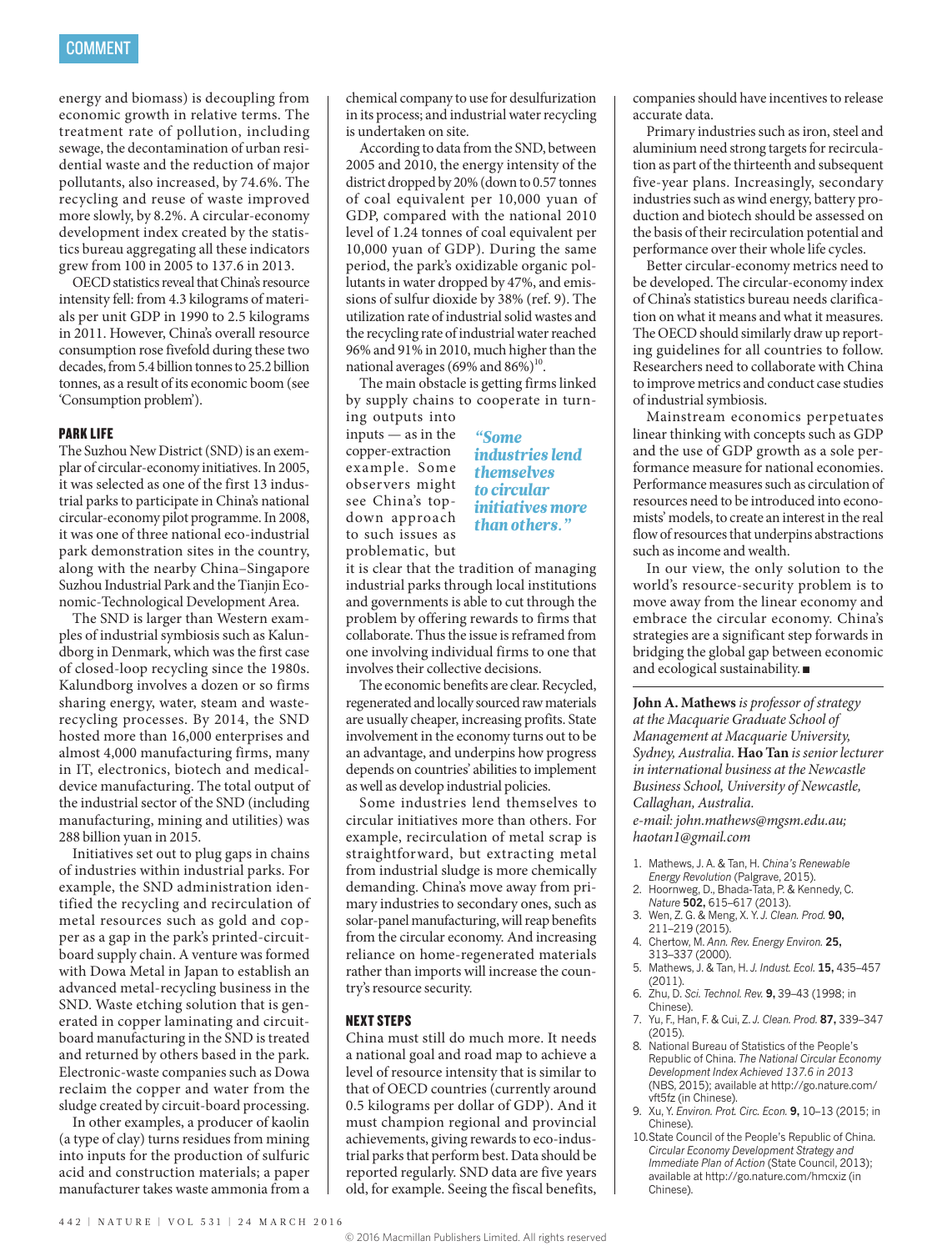energy and biomass) is decoupling from economic growth in relative terms. The treatment rate of pollution, including sewage, the decontamination of urban residential waste and the reduction of major pollutants, also increased, by 74.6%. The recycling and reuse of waste improved more slowly, by 8.2%. A circular-economy development index created by the statistics bureau aggregating all these indicators grew from 100 in 2005 to 137.6 in 2013.

OECD statistics reveal that China's resource intensity fell: from 4.3 kilograms of materials per unit GDP in 1990 to 2.5 kilograms in 2011. However, China's overall resource consumption rose fivefold during these two decades, from 5.4 billion tonnes to 25.2 billion tonnes, as a result of its economic boom (see 'Consumption problem').

## PARK LIFE

The Suzhou New District (SND) is an exemplar of circular-economy initiatives. In 2005, it was selected as one of the first 13 industrial parks to participate in China's national circular-economy pilot programme. In 2008, it was one of three national eco-industrial park demonstration sites in the country, along with the nearby China–Singapore Suzhou Industrial Park and the Tianjin Economic-Technological Development Area.

The SND is larger than Western examples of industrial symbiosis such as Kalundborg in Denmark, which was the first case of closed-loop recycling since the 1980s. Kalundborg involves a dozen or so firms sharing energy, water, steam and waste-recycling processes. By 2014, the SND hosted more than 16,000 enterprises and almost 4,000 manufacturing firms, many in IT, electronics, biotech and medical-device manufacturing. The total output of the industrial sector of the SND (including manufacturing, mining and utilities) was 288 billion yuan in 2015.

Initiatives set out to plug gaps in chains of industries within industrial parks. For example, the SND administration identified the recycling and recirculation of metal resources such as gold and copper as a gap in the park's printed-circuit-board supply chain. A venture was formed with Dowa Metal in Japan to establish an advanced metal-recycling business in the SND. Waste etching solution that is generated in copper laminating and circuit-board manufacturing in the SND is treated and returned by others based in the park. Electronic-waste companies such as Dowa reclaim the copper and water from the sludge created by circuit-board processing.

In other examples, a producer of kaolin (a type of clay) turns residues from mining into inputs for the production of sulfuric acid and construction materials; a paper manufacturer takes waste ammonia from a chemical company to use for desulfurization in its process; and industrial water recycling is undertaken on site.

According to data from the SND, between 2005 and 2010, the energy intensity of the district dropped by 20% (down to 0.57 tonnes of coal equivalent per 10,000 yuan of GDP, compared with the national 2010 level of 1.24 tonnes of coal equivalent per 10,000 yuan of GDP). During the same period, the park's oxidizable organic pollutants in water dropped by 47%, and emissions of sulfur dioxide by 38% (ref. 9). The utilization rate of industrial solid wastes and the recycling rate of industrial water reached 96% and 91% in 2010, much higher than the national averages (69% and 86%)[10].

The main obstacle is getting firms linked by supply chains to cooperate in turning outputs into inputs — as in the copper-extraction example. Some observers might see China's top-down approach to such issues as problematic, but it is clear that the tradition of managing industrial parks through local institutions and governments is able to cut through the problem by offering rewards to firms that collaborate. Thus the issue is reframed from one involving individual firms to one that involves their collective decisions.

*"Some industries lend themselves to circular initiatives more than others."*

The economic benefits are clear. Recycled, regenerated and locally sourced raw materials are usually cheaper, increasing profits. State involvement in the economy turns out to be an advantage, and underpins how progress depends on countries' abilities to implement as well as develop industrial policies.

Some industries lend themselves to circular initiatives more than others. For example, recirculation of metal scrap is straightforward, but extracting metal from industrial sludge is more chemically demanding. China's move away from primary industries to secondary ones, such as solar-panel manufacturing, will reap benefits from the circular economy. And increasing reliance on home-regenerated materials rather than imports will increase the country's resource security.

## NEXT STEPS

China must still do much more. It needs a national goal and road map to achieve a level of resource intensity that is similar to that of OECD countries (currently around 0.5 kilograms per dollar of GDP). And it must champion regional and provincial achievements, giving rewards to eco-industrial parks that perform best. Data should be reported regularly. SND data are five years old, for example. Seeing the fiscal benefits, companies should have incentives to release accurate data.

Primary industries such as iron, steel and aluminium need strong targets for recirculation as part of the thirteenth and subsequent five-year plans. Increasingly, secondary industries such as wind energy, battery production and biotech should be assessed on the basis of their recirculation potential and performance over their whole life cycles.

Better circular-economy metrics need to be developed. The circular-economy index of China's statistics bureau needs clarification on what it means and what it measures. The OECD should similarly draw up reporting guidelines for all countries to follow. Researchers need to collaborate with China to improve metrics and conduct case studies of industrial symbiosis.

Mainstream economics perpetuates linear thinking with concepts such as GDP and the use of GDP growth as a sole performance measure for national economies. Performance measures such as circulation of resources need to be introduced into economists' models, to create an interest in the real flow of resources that underpins abstractions such as income and wealth.

In our view, the only solution to the world's resource-security problem is to move away from the linear economy and embrace the circular economy. China's strategies are a significant step forwards in bridging the global gap between economic and ecological sustainability. ■

**John A. Mathews** *is professor of strategy at the Macquarie Graduate School of Management at Macquarie University, Sydney, Australia.* **Hao Tan** *is senior lecturer in international business at the Newcastle Business School, University of Newcastle, Callaghan, Australia.*
*e-mail: john.mathews@mgsm.edu.au; haotan1@gmail.com*

1. Mathews, J. A. & Tan, H. *China's Renewable Energy Revolution* (Palgrave, 2015).
2. Hoornweg, D., Bhada-Tata, P. & Kennedy, C. *Nature* **502,** 615–617 (2013).
3. Wen, Z. G. & Meng, X. Y. *J. Clean. Prod.* **90,** 211–219 (2015).
4. Chertow, M. *Ann. Rev. Energy Environ.* **25,** 313–337 (2000).
5. Mathews, J. & Tan, H. *J. Indust. Ecol.* **15,** 435–457 (2011).
6. Zhu, D. *Sci. Technol. Rev.* **9,** 39–43 (1998; in Chinese).
7. Yu, F., Han, F. & Cui, Z. *J. Clean. Prod.* **87,** 339–347 (2015).
8. National Bureau of Statistics of the People's Republic of China. *The National Circular Economy Development Index Achieved 137.6 in 2013* (NBS, 2015); available at http://go.nature.com/vft5fz (in Chinese).
9. Xu, Y. *Environ. Prot. Circ. Econ.* **9,** 10–13 (2015; in Chinese).
10. State Council of the People's Republic of China. *Circular Economy Development Strategy and Immediate Plan of Action* (State Council, 2013); available at http://go.nature.com/hmcxiz (in Chinese).